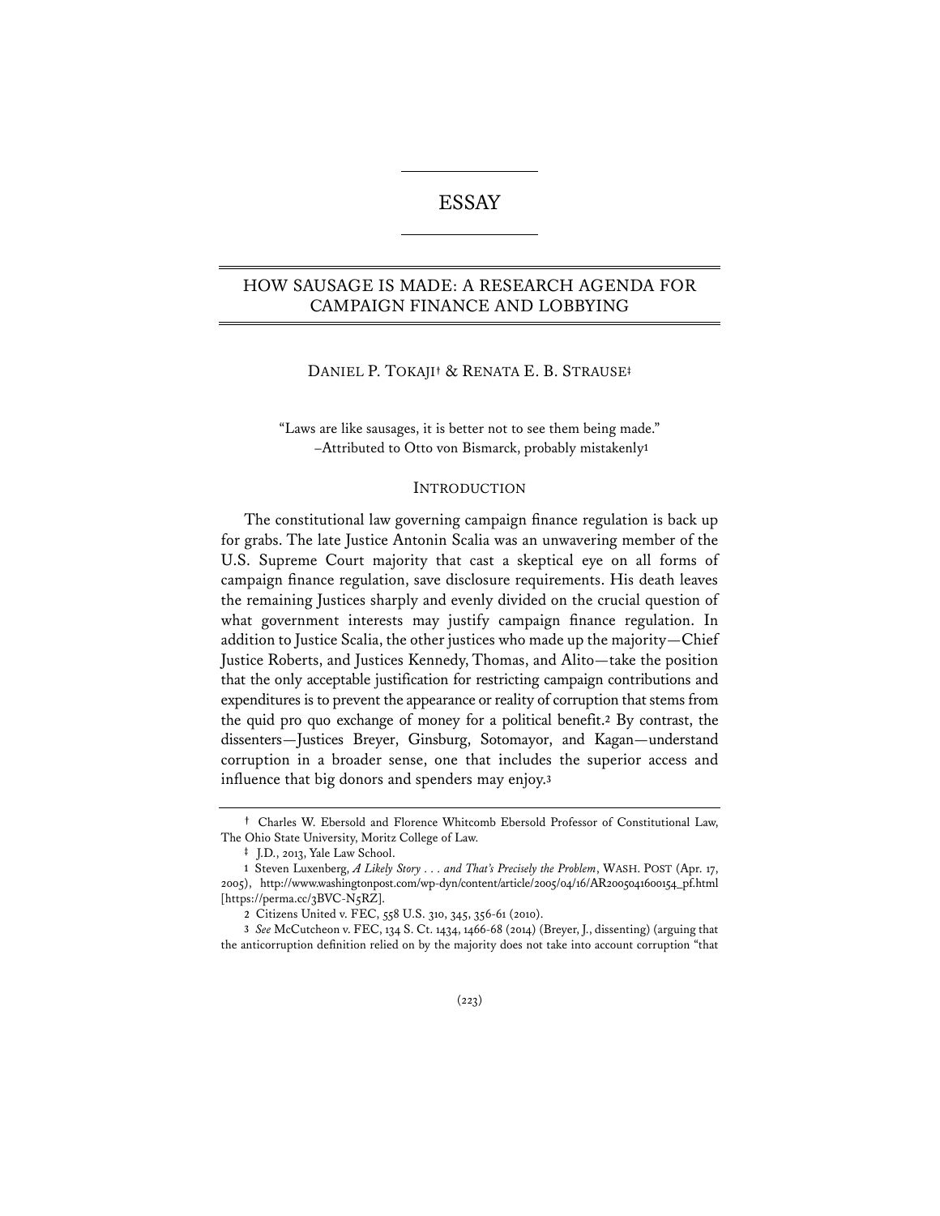# ESSAY

## HOW SAUSAGE IS MADE: A RESEARCH AGENDA FOR CAMPAIGN FINANCE AND LOBBYING

DANIEL P. TOKAJI† & RENATA E. B. STRAUSE‡

"Laws are like sausages, it is better not to see them being made."
–Attributed to Otto von Bismarck, probably mistakenly[1]

### INTRODUCTION

The constitutional law governing campaign finance regulation is back up for grabs. The late Justice Antonin Scalia was an unwavering member of the U.S. Supreme Court majority that cast a skeptical eye on all forms of campaign finance regulation, save disclosure requirements. His death leaves the remaining Justices sharply and evenly divided on the crucial question of what government interests may justify campaign finance regulation. In addition to Justice Scalia, the other justices who made up the majority—Chief Justice Roberts, and Justices Kennedy, Thomas, and Alito—take the position that the only acceptable justification for restricting campaign contributions and expenditures is to prevent the appearance or reality of corruption that stems from the quid pro quo exchange of money for a political benefit.[2] By contrast, the dissenters—Justices Breyer, Ginsburg, Sotomayor, and Kagan—understand corruption in a broader sense, one that includes the superior access and influence that big donors and spenders may enjoy.[3]

---

† Charles W. Ebersold and Florence Whitcomb Ebersold Professor of Constitutional Law, The Ohio State University, Moritz College of Law.

‡ J.D., 2013, Yale Law School.

1 Steven Luxenberg, *A Likely Story . . . and That's Precisely the Problem*, WASH. POST (Apr. 17, 2005), http://www.washingtonpost.com/wp-dyn/content/article/2005/04/16/AR2005041600154_pf.html [https://perma.cc/3BVC-N5RZ].

2 Citizens United v. FEC, 558 U.S. 310, 345, 356-61 (2010).

3 *See* McCutcheon v. FEC, 134 S. Ct. 1434, 1466-68 (2014) (Breyer, J., dissenting) (arguing that the anticorruption definition relied on by the majority does not take into account corruption "that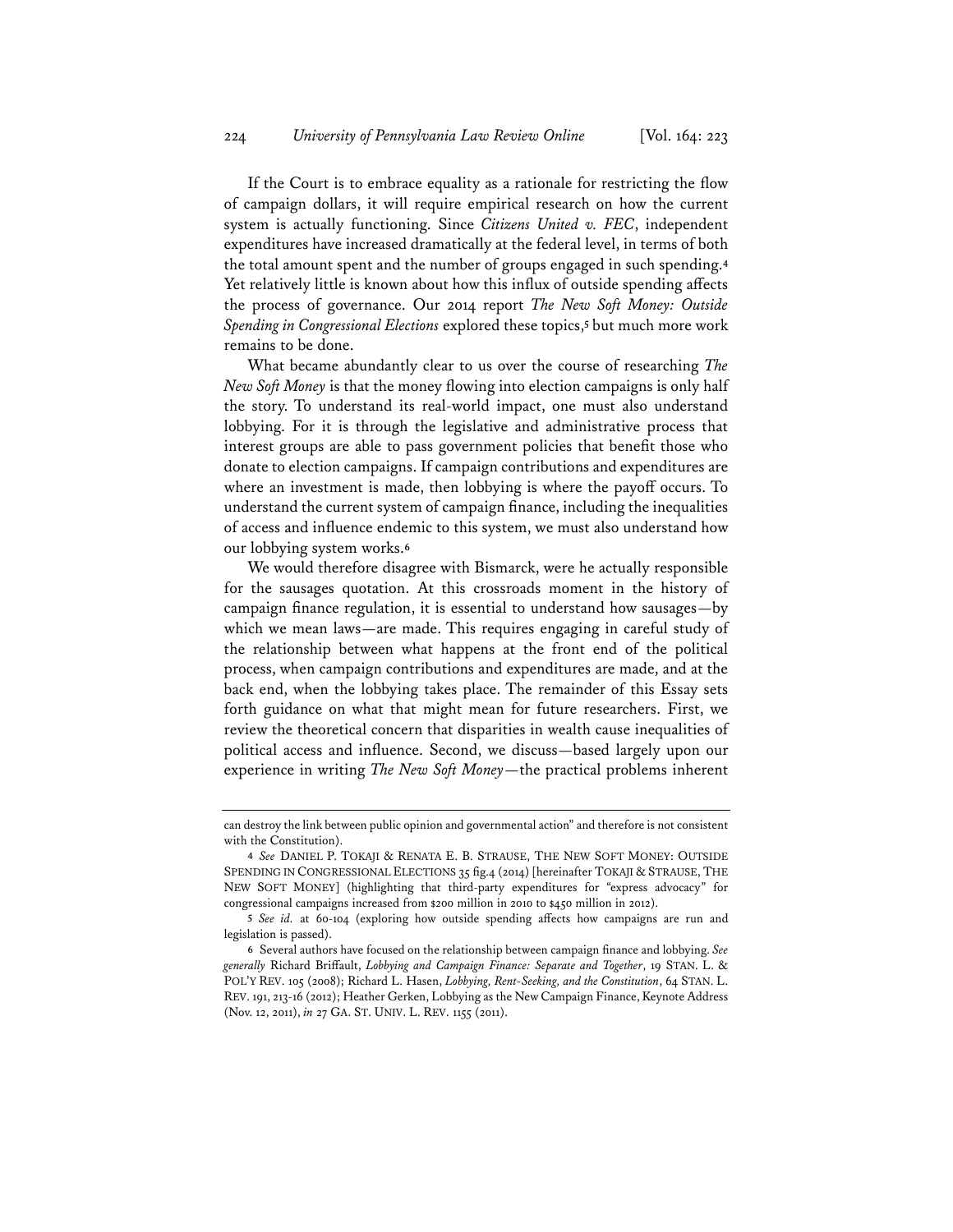If the Court is to embrace equality as a rationale for restricting the flow of campaign dollars, it will require empirical research on how the current system is actually functioning. Since *Citizens United v. FEC*, independent expenditures have increased dramatically at the federal level, in terms of both the total amount spent and the number of groups engaged in such spending.[4] Yet relatively little is known about how this influx of outside spending affects the process of governance. Our 2014 report *The New Soft Money: Outside Spending in Congressional Elections* explored these topics,[5] but much more work remains to be done.

What became abundantly clear to us over the course of researching *The New Soft Money* is that the money flowing into election campaigns is only half the story. To understand its real-world impact, one must also understand lobbying. For it is through the legislative and administrative process that interest groups are able to pass government policies that benefit those who donate to election campaigns. If campaign contributions and expenditures are where an investment is made, then lobbying is where the payoff occurs. To understand the current system of campaign finance, including the inequalities of access and influence endemic to this system, we must also understand how our lobbying system works.[6]

We would therefore disagree with Bismarck, were he actually responsible for the sausages quotation. At this crossroads moment in the history of campaign finance regulation, it is essential to understand how sausages—by which we mean laws—are made. This requires engaging in careful study of the relationship between what happens at the front end of the political process, when campaign contributions and expenditures are made, and at the back end, when the lobbying takes place. The remainder of this Essay sets forth guidance on what that might mean for future researchers. First, we review the theoretical concern that disparities in wealth cause inequalities of political access and influence. Second, we discuss—based largely upon our experience in writing *The New Soft Money*—the practical problems inherent

---

can destroy the link between public opinion and governmental action" and therefore is not consistent with the Constitution).

4 *See* DANIEL P. TOKAJI & RENATA E. B. STRAUSE, THE NEW SOFT MONEY: OUTSIDE SPENDING IN CONGRESSIONAL ELECTIONS 35 fig.4 (2014) [hereinafter TOKAJI & STRAUSE, THE NEW SOFT MONEY] (highlighting that third-party expenditures for "express advocacy" for congressional campaigns increased from $200 million in 2010 to $450 million in 2012).

5 *See id.* at 60-104 (exploring how outside spending affects how campaigns are run and legislation is passed).

6 Several authors have focused on the relationship between campaign finance and lobbying. *See generally* Richard Briffault, *Lobbying and Campaign Finance: Separate and Together*, 19 STAN. L. & POL'Y REV. 105 (2008); Richard L. Hasen, *Lobbying, Rent-Seeking, and the Constitution*, 64 STAN. L. REV. 191, 213-16 (2012); Heather Gerken, Lobbying as the New Campaign Finance, Keynote Address (Nov. 12, 2011), *in* 27 GA. ST. UNIV. L. REV. 1155 (2011).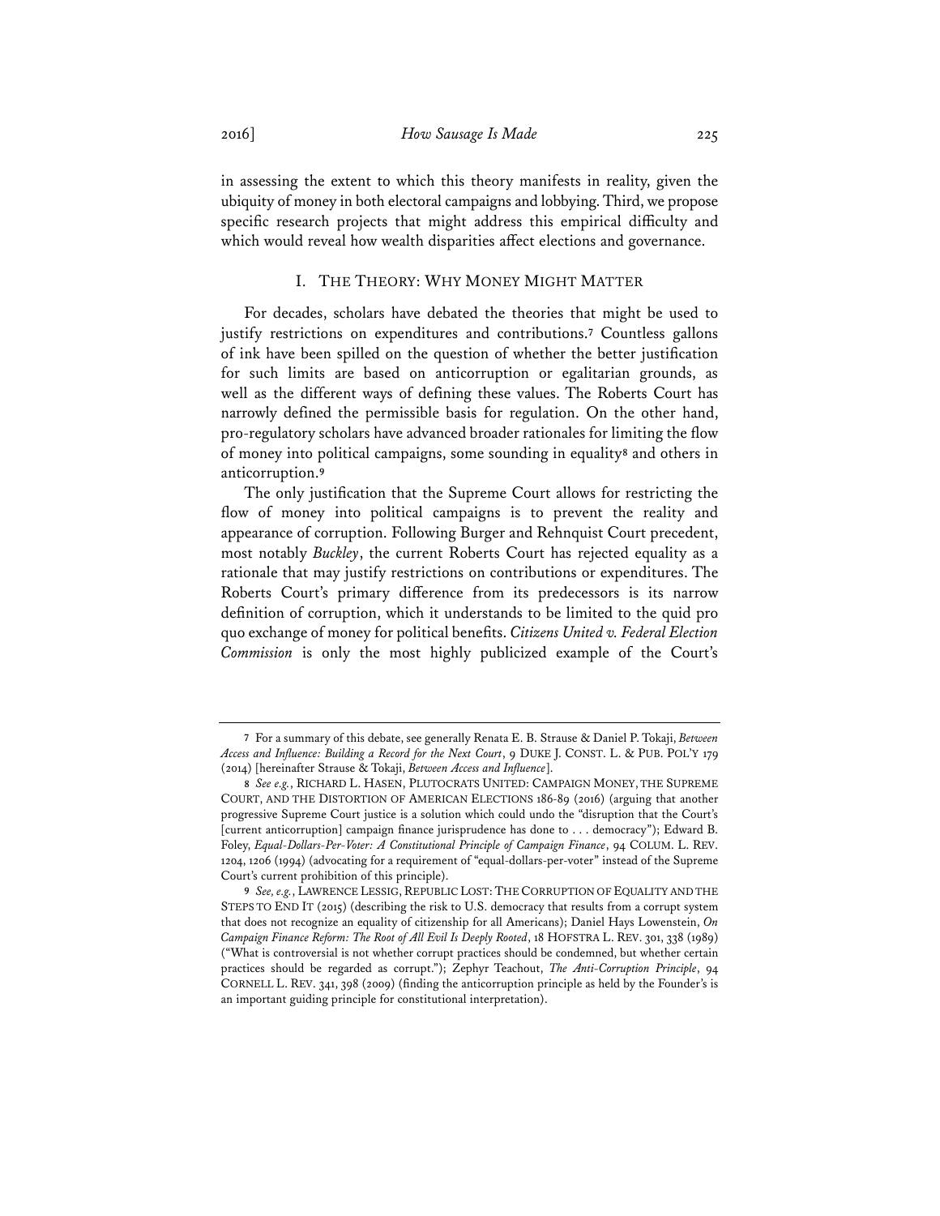in assessing the extent to which this theory manifests in reality, given the ubiquity of money in both electoral campaigns and lobbying. Third, we propose specific research projects that might address this empirical difficulty and which would reveal how wealth disparities affect elections and governance.

## I. The Theory: Why Money Might Matter

For decades, scholars have debated the theories that might be used to justify restrictions on expenditures and contributions.[7] Countless gallons of ink have been spilled on the question of whether the better justification for such limits are based on anticorruption or egalitarian grounds, as well as the different ways of defining these values. The Roberts Court has narrowly defined the permissible basis for regulation. On the other hand, pro-regulatory scholars have advanced broader rationales for limiting the flow of money into political campaigns, some sounding in equality[8] and others in anticorruption.[9]

The only justification that the Supreme Court allows for restricting the flow of money into political campaigns is to prevent the reality and appearance of corruption. Following Burger and Rehnquist Court precedent, most notably *Buckley*, the current Roberts Court has rejected equality as a rationale that may justify restrictions on contributions or expenditures. The Roberts Court's primary difference from its predecessors is its narrow definition of corruption, which it understands to be limited to the quid pro quo exchange of money for political benefits. *Citizens United v. Federal Election Commission* is only the most highly publicized example of the Court's

---

7 For a summary of this debate, see generally Renata E. B. Strause & Daniel P. Tokaji, *Between Access and Influence: Building a Record for the Next Court*, 9 DUKE J. CONST. L. & PUB. POL'Y 179 (2014) [hereinafter Strause & Tokaji, *Between Access and Influence*].

8 *See e.g.*, RICHARD L. HASEN, PLUTOCRATS UNITED: CAMPAIGN MONEY, THE SUPREME COURT, AND THE DISTORTION OF AMERICAN ELECTIONS 186-89 (2016) (arguing that another progressive Supreme Court justice is a solution which could undo the "disruption that the Court's [current anticorruption] campaign finance jurisprudence has done to . . . democracy"); Edward B. Foley, *Equal-Dollars-Per-Voter: A Constitutional Principle of Campaign Finance*, 94 COLUM. L. REV. 1204, 1206 (1994) (advocating for a requirement of "equal-dollars-per-voter" instead of the Supreme Court's current prohibition of this principle).

9 *See, e.g.*, LAWRENCE LESSIG, REPUBLIC LOST: THE CORRUPTION OF EQUALITY AND THE STEPS TO END IT (2015) (describing the risk to U.S. democracy that results from a corrupt system that does not recognize an equality of citizenship for all Americans); Daniel Hays Lowenstein, *On Campaign Finance Reform: The Root of All Evil Is Deeply Rooted*, 18 HOFSTRA L. REV. 301, 338 (1989) ("What is controversial is not whether corrupt practices should be condemned, but whether certain practices should be regarded as corrupt."); Zephyr Teachout, *The Anti-Corruption Principle*, 94 CORNELL L. REV. 341, 398 (2009) (finding the anticorruption principle as held by the Founder's is an important guiding principle for constitutional interpretation).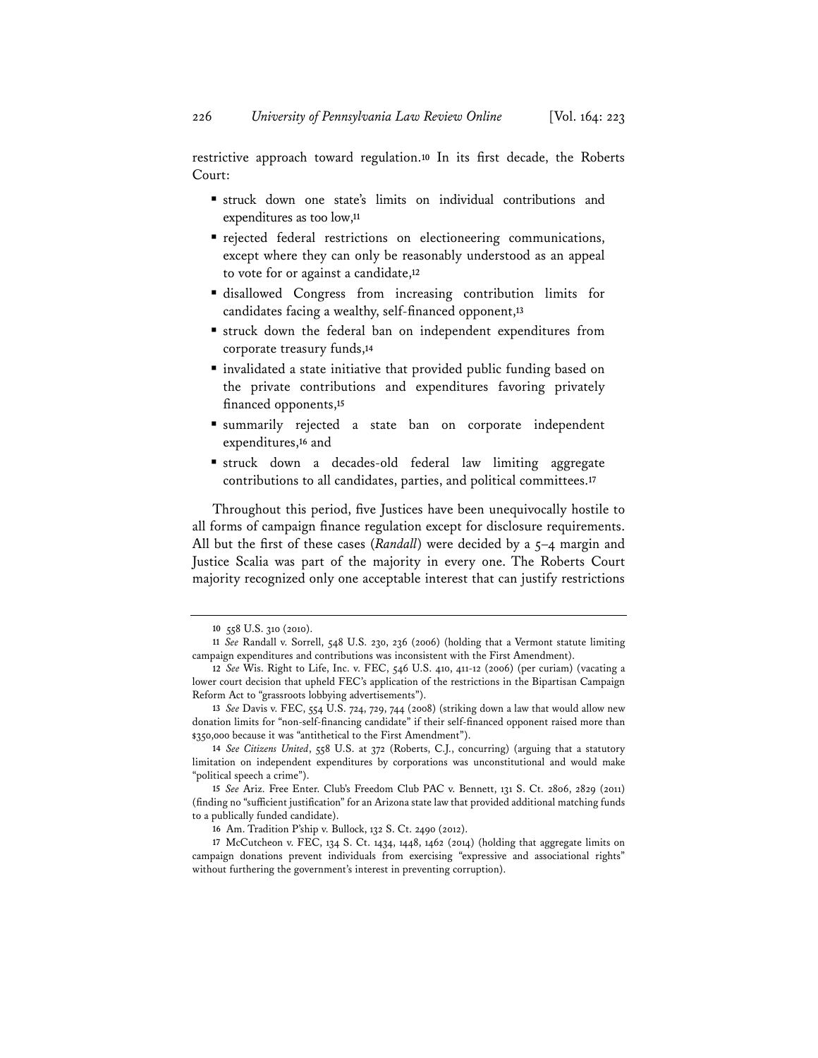restrictive approach toward regulation.[10] In its first decade, the Roberts Court:

- struck down one state's limits on individual contributions and expenditures as too low,[11]
- rejected federal restrictions on electioneering communications, except where they can only be reasonably understood as an appeal to vote for or against a candidate,[12]
- disallowed Congress from increasing contribution limits for candidates facing a wealthy, self-financed opponent,[13]
- struck down the federal ban on independent expenditures from corporate treasury funds,[14]
- invalidated a state initiative that provided public funding based on the private contributions and expenditures favoring privately financed opponents,[15]
- summarily rejected a state ban on corporate independent expenditures,[16] and
- struck down a decades-old federal law limiting aggregate contributions to all candidates, parties, and political committees.[17]

Throughout this period, five Justices have been unequivocally hostile to all forms of campaign finance regulation except for disclosure requirements. All but the first of these cases (*Randall*) were decided by a 5–4 margin and Justice Scalia was part of the majority in every one. The Roberts Court majority recognized only one acceptable interest that can justify restrictions

---

10 558 U.S. 310 (2010).

11 *See* Randall v. Sorrell, 548 U.S. 230, 236 (2006) (holding that a Vermont statute limiting campaign expenditures and contributions was inconsistent with the First Amendment).

12 *See* Wis. Right to Life, Inc. v. FEC, 546 U.S. 410, 411-12 (2006) (per curiam) (vacating a lower court decision that upheld FEC's application of the restrictions in the Bipartisan Campaign Reform Act to "grassroots lobbying advertisements").

13 *See* Davis v. FEC, 554 U.S. 724, 729, 744 (2008) (striking down a law that would allow new donation limits for "non-self-financing candidate" if their self-financed opponent raised more than $350,000 because it was "antithetical to the First Amendment").

14 *See Citizens United*, 558 U.S. at 372 (Roberts, C.J., concurring) (arguing that a statutory limitation on independent expenditures by corporations was unconstitutional and would make "political speech a crime").

15 *See* Ariz. Free Enter. Club's Freedom Club PAC v. Bennett, 131 S. Ct. 2806, 2829 (2011) (finding no "sufficient justification" for an Arizona state law that provided additional matching funds to a publically funded candidate).

16 Am. Tradition P'ship v. Bullock, 132 S. Ct. 2490 (2012).

17 McCutcheon v. FEC, 134 S. Ct. 1434, 1448, 1462 (2014) (holding that aggregate limits on campaign donations prevent individuals from exercising "expressive and associational rights" without furthering the government's interest in preventing corruption).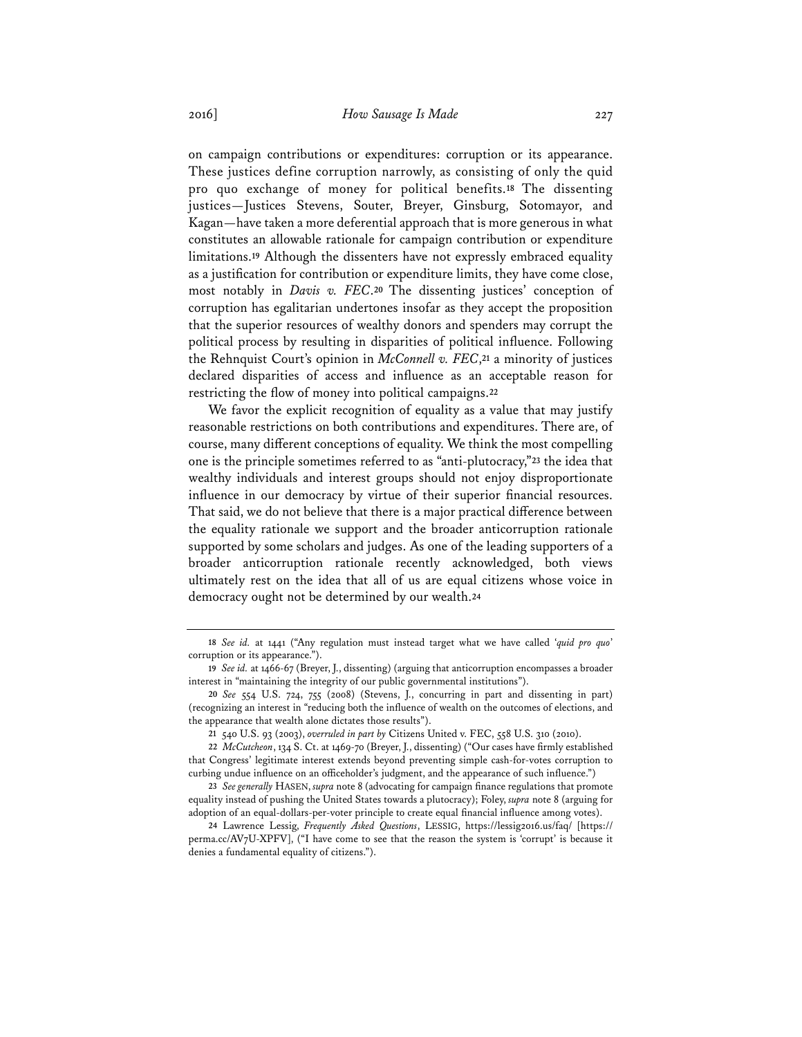on campaign contributions or expenditures: corruption or its appearance. These justices define corruption narrowly, as consisting of only the quid pro quo exchange of money for political benefits.[18] The dissenting justices—Justices Stevens, Souter, Breyer, Ginsburg, Sotomayor, and Kagan—have taken a more deferential approach that is more generous in what constitutes an allowable rationale for campaign contribution or expenditure limitations.[19] Although the dissenters have not expressly embraced equality as a justification for contribution or expenditure limits, they have come close, most notably in *Davis v. FEC*.[20] The dissenting justices' conception of corruption has egalitarian undertones insofar as they accept the proposition that the superior resources of wealthy donors and spenders may corrupt the political process by resulting in disparities of political influence. Following the Rehnquist Court's opinion in *McConnell v. FEC*,[21] a minority of justices declared disparities of access and influence as an acceptable reason for restricting the flow of money into political campaigns.[22]

We favor the explicit recognition of equality as a value that may justify reasonable restrictions on both contributions and expenditures. There are, of course, many different conceptions of equality. We think the most compelling one is the principle sometimes referred to as "anti-plutocracy,"[23] the idea that wealthy individuals and interest groups should not enjoy disproportionate influence in our democracy by virtue of their superior financial resources. That said, we do not believe that there is a major practical difference between the equality rationale we support and the broader anticorruption rationale supported by some scholars and judges. As one of the leading supporters of a broader anticorruption rationale recently acknowledged, both views ultimately rest on the idea that all of us are equal citizens whose voice in democracy ought not be determined by our wealth.[24]

---

18 *See id.* at 1441 ("Any regulation must instead target what we have called '*quid pro quo*' corruption or its appearance.").

19 *See id.* at 1466-67 (Breyer, J., dissenting) (arguing that anticorruption encompasses a broader interest in "maintaining the integrity of our public governmental institutions").

20 *See* 554 U.S. 724, 755 (2008) (Stevens, J., concurring in part and dissenting in part) (recognizing an interest in "reducing both the influence of wealth on the outcomes of elections, and the appearance that wealth alone dictates those results").

21 540 U.S. 93 (2003), *overruled in part by* Citizens United v. FEC, 558 U.S. 310 (2010).

22 *McCutcheon*, 134 S. Ct. at 1469-70 (Breyer, J., dissenting) ("Our cases have firmly established that Congress' legitimate interest extends beyond preventing simple cash-for-votes corruption to curbing undue influence on an officeholder's judgment, and the appearance of such influence.")

23 *See generally* HASEN, *supra* note 8 (advocating for campaign finance regulations that promote equality instead of pushing the United States towards a plutocracy); Foley, *supra* note 8 (arguing for adoption of an equal-dollars-per-voter principle to create equal financial influence among votes).

24 Lawrence Lessig, *Frequently Asked Questions*, LESSIG, https://lessig2016.us/faq/ [https://perma.cc/AV7U-XPFV], ("I have come to see that the reason the system is 'corrupt' is because it denies a fundamental equality of citizens.").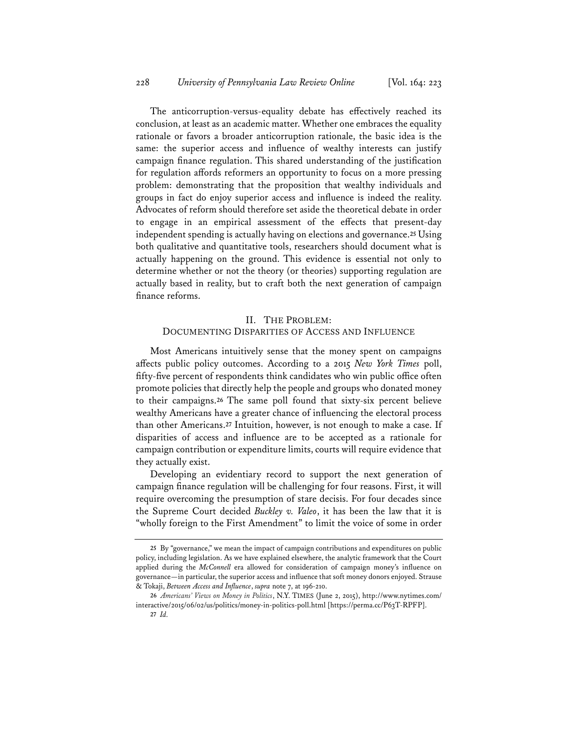The anticorruption-versus-equality debate has effectively reached its conclusion, at least as an academic matter. Whether one embraces the equality rationale or favors a broader anticorruption rationale, the basic idea is the same: the superior access and influence of wealthy interests can justify campaign finance regulation. This shared understanding of the justification for regulation affords reformers an opportunity to focus on a more pressing problem: demonstrating that the proposition that wealthy individuals and groups in fact do enjoy superior access and influence is indeed the reality. Advocates of reform should therefore set aside the theoretical debate in order to engage in an empirical assessment of the effects that present-day independent spending is actually having on elections and governance.[25] Using both qualitative and quantitative tools, researchers should document what is actually happening on the ground. This evidence is essential not only to determine whether or not the theory (or theories) supporting regulation are actually based in reality, but to craft both the next generation of campaign finance reforms.

## II. THE PROBLEM: DOCUMENTING DISPARITIES OF ACCESS AND INFLUENCE

Most Americans intuitively sense that the money spent on campaigns affects public policy outcomes. According to a 2015 *New York Times* poll, fifty-five percent of respondents think candidates who win public office often promote policies that directly help the people and groups who donated money to their campaigns.[26] The same poll found that sixty-six percent believe wealthy Americans have a greater chance of influencing the electoral process than other Americans.[27] Intuition, however, is not enough to make a case. If disparities of access and influence are to be accepted as a rationale for campaign contribution or expenditure limits, courts will require evidence that they actually exist.

Developing an evidentiary record to support the next generation of campaign finance regulation will be challenging for four reasons. First, it will require overcoming the presumption of stare decisis. For four decades since the Supreme Court decided *Buckley v. Valeo*, it has been the law that it is "wholly foreign to the First Amendment" to limit the voice of some in order

---

25 By "governance," we mean the impact of campaign contributions and expenditures on public policy, including legislation. As we have explained elsewhere, the analytic framework that the Court applied during the *McConnell* era allowed for consideration of campaign money's influence on governance—in particular, the superior access and influence that soft money donors enjoyed. Strause & Tokaji, *Between Access and Influence*, *supra* note 7, at 196-210.

26 *Americans' Views on Money in Politics*, N.Y. TIMES (June 2, 2015), http://www.nytimes.com/interactive/2015/06/02/us/politics/money-in-politics-poll.html [https://perma.cc/P63T-RPFP].

27 *Id.*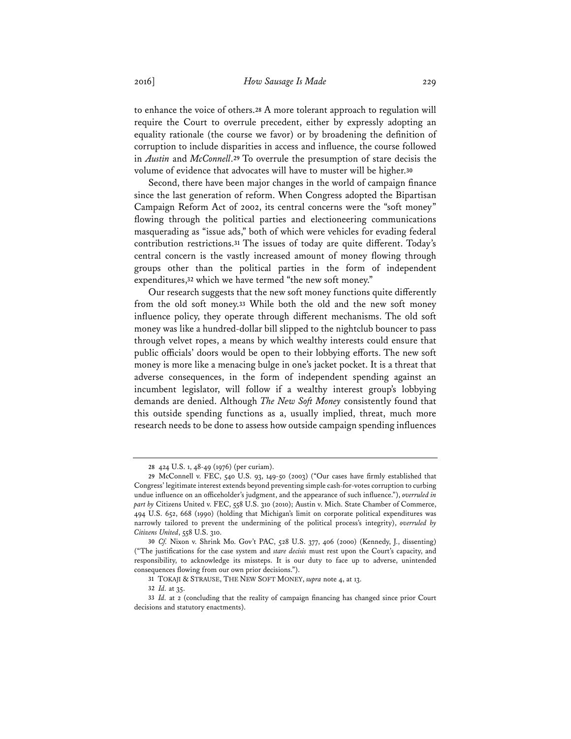to enhance the voice of others.[28] A more tolerant approach to regulation will require the Court to overrule precedent, either by expressly adopting an equality rationale (the course we favor) or by broadening the definition of corruption to include disparities in access and influence, the course followed in *Austin* and *McConnell*.[29] To overrule the presumption of stare decisis the volume of evidence that advocates will have to muster will be higher.[30]

Second, there have been major changes in the world of campaign finance since the last generation of reform. When Congress adopted the Bipartisan Campaign Reform Act of 2002, its central concerns were the "soft money" flowing through the political parties and electioneering communications masquerading as "issue ads," both of which were vehicles for evading federal contribution restrictions.[31] The issues of today are quite different. Today's central concern is the vastly increased amount of money flowing through groups other than the political parties in the form of independent expenditures,[32] which we have termed "the new soft money."

Our research suggests that the new soft money functions quite differently from the old soft money.[33] While both the old and the new soft money influence policy, they operate through different mechanisms. The old soft money was like a hundred-dollar bill slipped to the nightclub bouncer to pass through velvet ropes, a means by which wealthy interests could ensure that public officials' doors would be open to their lobbying efforts. The new soft money is more like a menacing bulge in one's jacket pocket. It is a threat that adverse consequences, in the form of independent spending against an incumbent legislator, will follow if a wealthy interest group's lobbying demands are denied. Although *The New Soft Money* consistently found that this outside spending functions as a, usually implied, threat, much more research needs to be done to assess how outside campaign spending influences

---

28 424 U.S. 1, 48-49 (1976) (per curiam).

29 McConnell v. FEC, 540 U.S. 93, 149-50 (2003) ("Our cases have firmly established that Congress' legitimate interest extends beyond preventing simple cash-for-votes corruption to curbing undue influence on an officeholder's judgment, and the appearance of such influence."), *overruled in part by* Citizens United v. FEC, 558 U.S. 310 (2010); Austin v. Mich. State Chamber of Commerce, 494 U.S. 652, 668 (1990) (holding that Michigan's limit on corporate political expenditures was narrowly tailored to prevent the undermining of the political process's integrity), *overruled by Citizens United*, 558 U.S. 310.

30 *Cf.* Nixon v. Shrink Mo. Gov't PAC, 528 U.S. 377, 406 (2000) (Kennedy, J., dissenting) ("The justifications for the case system and *stare decisis* must rest upon the Court's capacity, and responsibility, to acknowledge its missteps. It is our duty to face up to adverse, unintended consequences flowing from our own prior decisions.").

31 TOKAJI & STRAUSE, THE NEW SOFT MONEY, *supra* note 4, at 13.

32 *Id.* at 35.

33 *Id.* at 2 (concluding that the reality of campaign financing has changed since prior Court decisions and statutory enactments).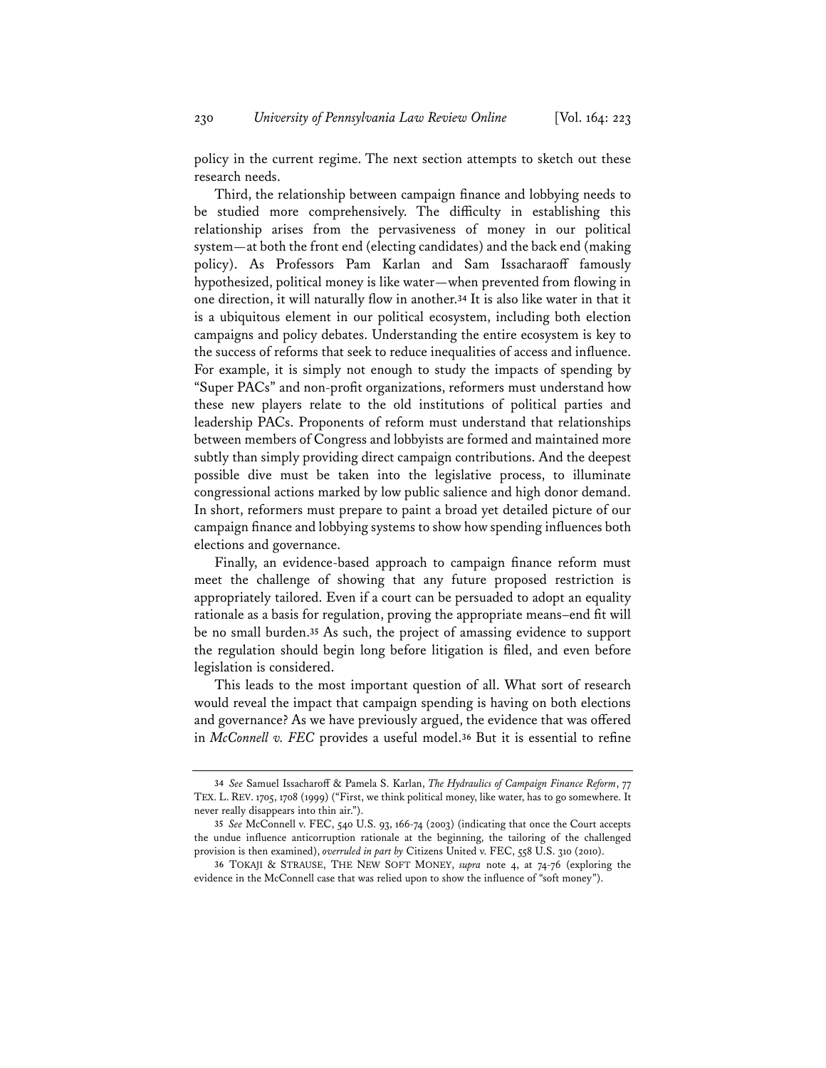policy in the current regime. The next section attempts to sketch out these research needs.

Third, the relationship between campaign finance and lobbying needs to be studied more comprehensively. The difficulty in establishing this relationship arises from the pervasiveness of money in our political system—at both the front end (electing candidates) and the back end (making policy). As Professors Pam Karlan and Sam Issacharaoff famously hypothesized, political money is like water—when prevented from flowing in one direction, it will naturally flow in another.[34] It is also like water in that it is a ubiquitous element in our political ecosystem, including both election campaigns and policy debates. Understanding the entire ecosystem is key to the success of reforms that seek to reduce inequalities of access and influence. For example, it is simply not enough to study the impacts of spending by "Super PACs" and non-profit organizations, reformers must understand how these new players relate to the old institutions of political parties and leadership PACs. Proponents of reform must understand that relationships between members of Congress and lobbyists are formed and maintained more subtly than simply providing direct campaign contributions. And the deepest possible dive must be taken into the legislative process, to illuminate congressional actions marked by low public salience and high donor demand. In short, reformers must prepare to paint a broad yet detailed picture of our campaign finance and lobbying systems to show how spending influences both elections and governance.

Finally, an evidence-based approach to campaign finance reform must meet the challenge of showing that any future proposed restriction is appropriately tailored. Even if a court can be persuaded to adopt an equality rationale as a basis for regulation, proving the appropriate means–end fit will be no small burden.[35] As such, the project of amassing evidence to support the regulation should begin long before litigation is filed, and even before legislation is considered.

This leads to the most important question of all. What sort of research would reveal the impact that campaign spending is having on both elections and governance? As we have previously argued, the evidence that was offered in *McConnell v. FEC* provides a useful model.[36] But it is essential to refine

---

[34] *See* Samuel Issacharoff & Pamela S. Karlan, *The Hydraulics of Campaign Finance Reform*, 77 TEX. L. REV. 1705, 1708 (1999) ("First, we think political money, like water, has to go somewhere. It never really disappears into thin air.").

[35] *See* McConnell v. FEC, 540 U.S. 93, 166-74 (2003) (indicating that once the Court accepts the undue influence anticorruption rationale at the beginning, the tailoring of the challenged provision is then examined), *overruled in part by* Citizens United v. FEC, 558 U.S. 310 (2010).

[36] TOKAJI & STRAUSE, THE NEW SOFT MONEY, *supra* note 4, at 74-76 (exploring the evidence in the McConnell case that was relied upon to show the influence of "soft money").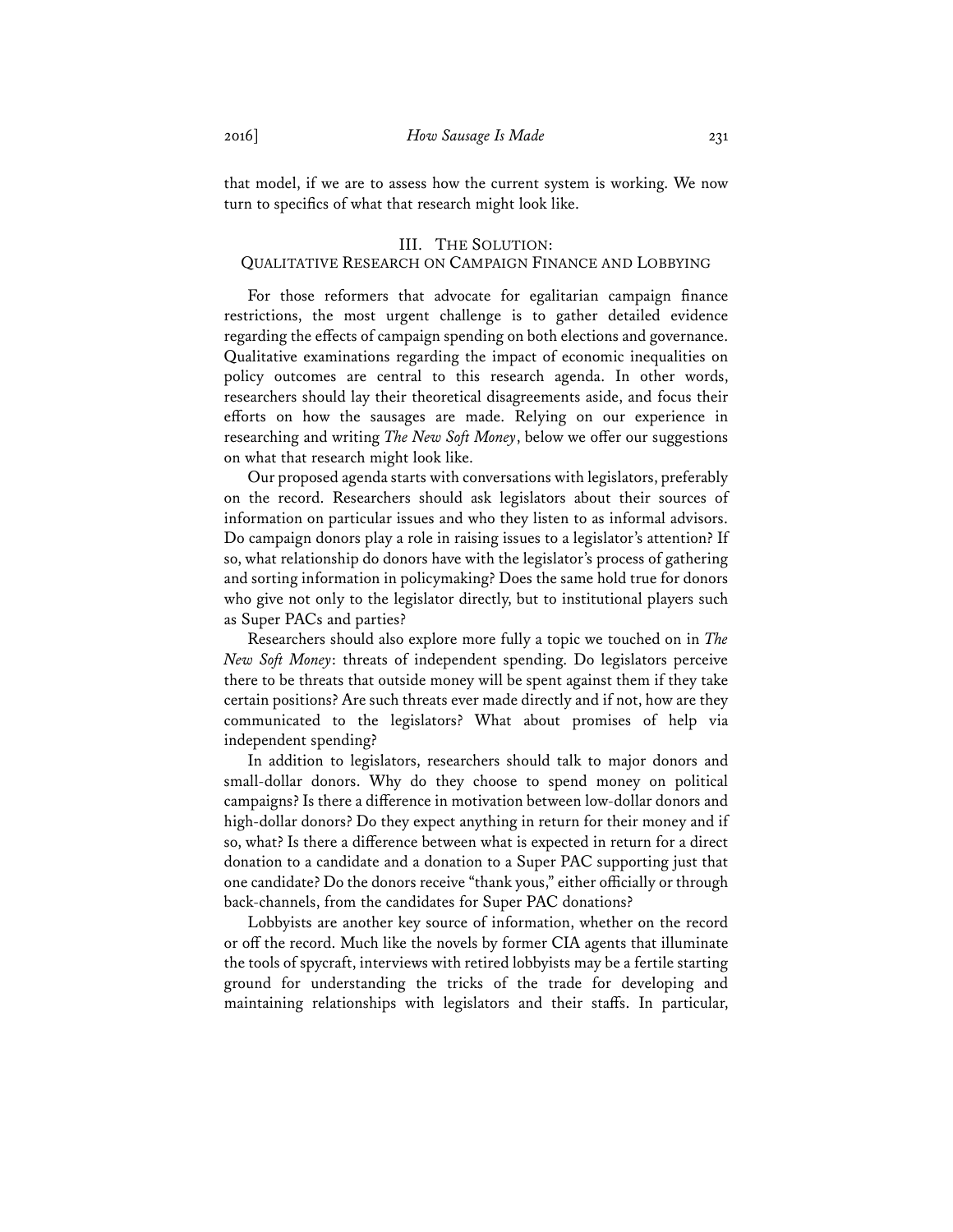that model, if we are to assess how the current system is working. We now turn to specifics of what that research might look like.

## III. The Solution: Qualitative Research on Campaign Finance and Lobbying

For those reformers that advocate for egalitarian campaign finance restrictions, the most urgent challenge is to gather detailed evidence regarding the effects of campaign spending on both elections and governance. Qualitative examinations regarding the impact of economic inequalities on policy outcomes are central to this research agenda. In other words, researchers should lay their theoretical disagreements aside, and focus their efforts on how the sausages are made. Relying on our experience in researching and writing *The New Soft Money*, below we offer our suggestions on what that research might look like.

Our proposed agenda starts with conversations with legislators, preferably on the record. Researchers should ask legislators about their sources of information on particular issues and who they listen to as informal advisors. Do campaign donors play a role in raising issues to a legislator's attention? If so, what relationship do donors have with the legislator's process of gathering and sorting information in policymaking? Does the same hold true for donors who give not only to the legislator directly, but to institutional players such as Super PACs and parties?

Researchers should also explore more fully a topic we touched on in *The New Soft Money*: threats of independent spending. Do legislators perceive there to be threats that outside money will be spent against them if they take certain positions? Are such threats ever made directly and if not, how are they communicated to the legislators? What about promises of help via independent spending?

In addition to legislators, researchers should talk to major donors and small-dollar donors. Why do they choose to spend money on political campaigns? Is there a difference in motivation between low-dollar donors and high-dollar donors? Do they expect anything in return for their money and if so, what? Is there a difference between what is expected in return for a direct donation to a candidate and a donation to a Super PAC supporting just that one candidate? Do the donors receive "thank yous," either officially or through back-channels, from the candidates for Super PAC donations?

Lobbyists are another key source of information, whether on the record or off the record. Much like the novels by former CIA agents that illuminate the tools of spycraft, interviews with retired lobbyists may be a fertile starting ground for understanding the tricks of the trade for developing and maintaining relationships with legislators and their staffs. In particular,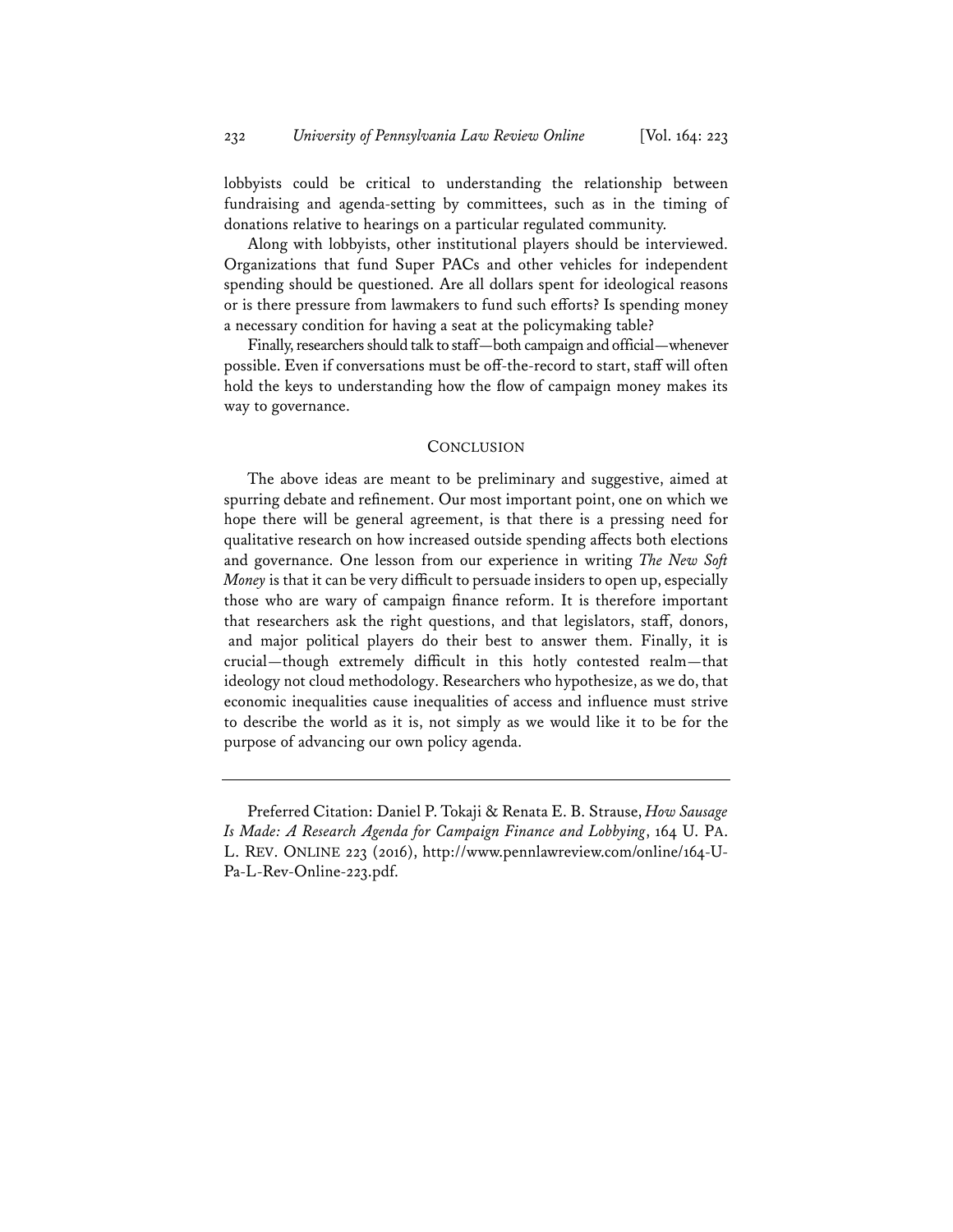lobbyists could be critical to understanding the relationship between fundraising and agenda-setting by committees, such as in the timing of donations relative to hearings on a particular regulated community.

Along with lobbyists, other institutional players should be interviewed. Organizations that fund Super PACs and other vehicles for independent spending should be questioned. Are all dollars spent for ideological reasons or is there pressure from lawmakers to fund such efforts? Is spending money a necessary condition for having a seat at the policymaking table?

Finally, researchers should talk to staff—both campaign and official—whenever possible. Even if conversations must be off-the-record to start, staff will often hold the keys to understanding how the flow of campaign money makes its way to governance.

## CONCLUSION

The above ideas are meant to be preliminary and suggestive, aimed at spurring debate and refinement. Our most important point, one on which we hope there will be general agreement, is that there is a pressing need for qualitative research on how increased outside spending affects both elections and governance. One lesson from our experience in writing *The New Soft Money* is that it can be very difficult to persuade insiders to open up, especially those who are wary of campaign finance reform. It is therefore important that researchers ask the right questions, and that legislators, staff, donors, and major political players do their best to answer them. Finally, it is crucial—though extremely difficult in this hotly contested realm—that ideology not cloud methodology. Researchers who hypothesize, as we do, that economic inequalities cause inequalities of access and influence must strive to describe the world as it is, not simply as we would like it to be for the purpose of advancing our own policy agenda.

---

Preferred Citation: Daniel P. Tokaji & Renata E. B. Strause, *How Sausage Is Made: A Research Agenda for Campaign Finance and Lobbying*, 164 U. PA. L. REV. ONLINE 223 (2016), http://www.pennlawreview.com/online/164-U-Pa-L-Rev-Online-223.pdf.